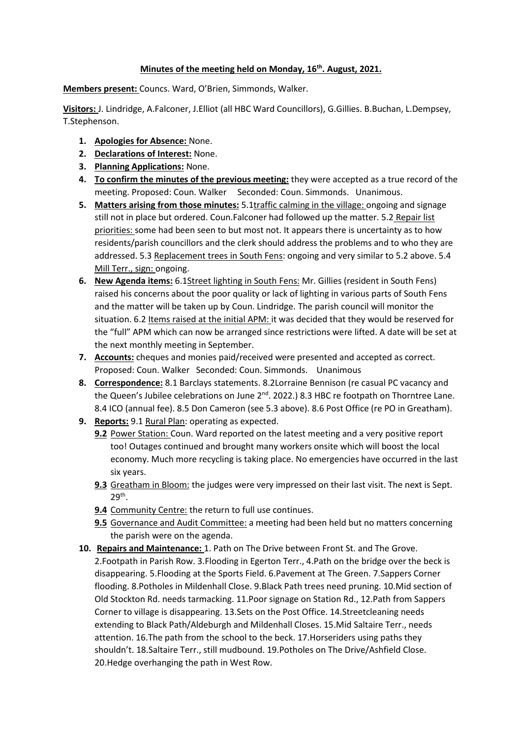**Minutes of the meeting held on Monday, 16th. August, 2021.**

**Members present:** Councs. Ward, O'Brien, Simmonds, Walker.

**Visitors:** J. Lindridge, A.Falconer, J.Elliot (all HBC Ward Councillors), G.Gillies. B.Buchan, L.Dempsey, T.Stephenson.

1. **Apologies for Absence:** None.
2. **Declarations of Interest:** None.
3. **Planning Applications:** None.
4. **To confirm the minutes of the previous meeting:** they were accepted as a true record of the meeting. Proposed: Coun. Walker Seconded: Coun. Simmonds. Unanimous.
5. **Matters arising from those minutes:** 5.1traffic calming in the village: ongoing and signage still not in place but ordered. Coun.Falconer had followed up the matter. 5.2 Repair list priorities: some had been seen to but most not. It appears there is uncertainty as to how residents/parish councillors and the clerk should address the problems and to who they are addressed. 5.3 Replacement trees in South Fens: ongoing and very similar to 5.2 above. 5.4 Mill Terr., sign: ongoing.
6. **New Agenda items:** 6.1Street lighting in South Fens: Mr. Gillies (resident in South Fens) raised his concerns about the poor quality or lack of lighting in various parts of South Fens and the matter will be taken up by Coun. Lindridge. The parish council will monitor the situation. 6.2 Items raised at the initial APM: it was decided that they would be reserved for the "full" APM which can now be arranged since restrictions were lifted. A date will be set at the next monthly meeting in September.
7. **Accounts:** cheques and monies paid/received were presented and accepted as correct. Proposed: Coun. Walker Seconded: Coun. Simmonds. Unanimous
8. **Correspondence:** 8.1 Barclays statements. 8.2Lorraine Bennison (re casual PC vacancy and the Queen's Jubilee celebrations on June 2nd. 2022.) 8.3 HBC re footpath on Thorntree Lane. 8.4 ICO (annual fee). 8.5 Don Cameron (see 5.3 above). 8.6 Post Office (re PO in Greatham).
9. **Reports:** 9.1 Rural Plan: operating as expected.
   - **9.2** Power Station: Coun. Ward reported on the latest meeting and a very positive report too! Outages continued and brought many workers onsite which will boost the local economy. Much more recycling is taking place. No emergencies have occurred in the last six years.
   - **9.3** Greatham in Bloom: the judges were very impressed on their last visit. The next is Sept. 29th.
   - **9.4** Community Centre: the return to full use continues.
   - **9.5** Governance and Audit Committee: a meeting had been held but no matters concerning the parish were on the agenda.
10. **Repairs and Maintenance:** 1. Path on The Drive between Front St. and The Grove. 2.Footpath in Parish Row. 3.Flooding in Egerton Terr., 4.Path on the bridge over the beck is disappearing. 5.Flooding at the Sports Field. 6.Pavement at The Green. 7.Sappers Corner flooding. 8.Potholes in Mildenhall Close. 9.Black Path trees need pruning. 10.Mid section of Old Stockton Rd. needs tarmacking. 11.Poor signage on Station Rd., 12.Path from Sappers Corner to village is disappearing. 13.Sets on the Post Office. 14.Streetcleaning needs extending to Black Path/Aldeburgh and Mildenhall Closes. 15.Mid Saltaire Terr., needs attention. 16.The path from the school to the beck. 17.Horseriders using paths they shouldn't. 18.Saltaire Terr., still mudbound. 19.Potholes on The Drive/Ashfield Close. 20.Hedge overhanging the path in West Row.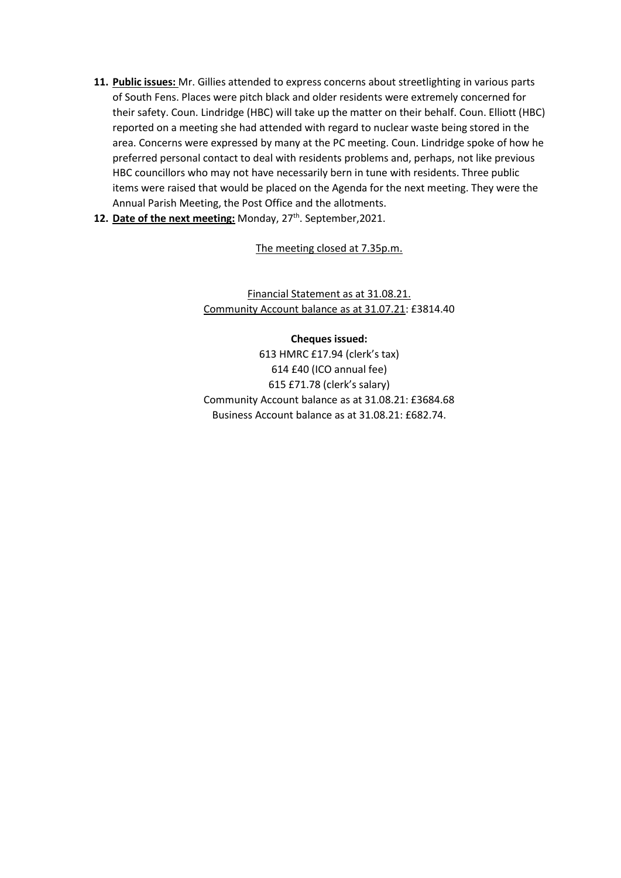11. **Public issues:** Mr. Gillies attended to express concerns about streetlighting in various parts of South Fens. Places were pitch black and older residents were extremely concerned for their safety. Coun. Lindridge (HBC) will take up the matter on their behalf. Coun. Elliott (HBC) reported on a meeting she had attended with regard to nuclear waste being stored in the area. Concerns were expressed by many at the PC meeting. Coun. Lindridge spoke of how he preferred personal contact to deal with residents problems and, perhaps, not like previous HBC councillors who may not have necessarily bern in tune with residents. Three public items were raised that would be placed on the Agenda for the next meeting. They were the Annual Parish Meeting, the Post Office and the allotments.
12. **Date of the next meeting:** Monday, 27th. September,2021.

The meeting closed at 7.35p.m.

Financial Statement as at 31.08.21.

Community Account balance as at 31.07.21: £3814.40

**Cheques issued:**

613 HMRC £17.94 (clerk's tax)

614 £40 (ICO annual fee)

615 £71.78 (clerk's salary)

Community Account balance as at 31.08.21: £3684.68

Business Account balance as at 31.08.21: £682.74.